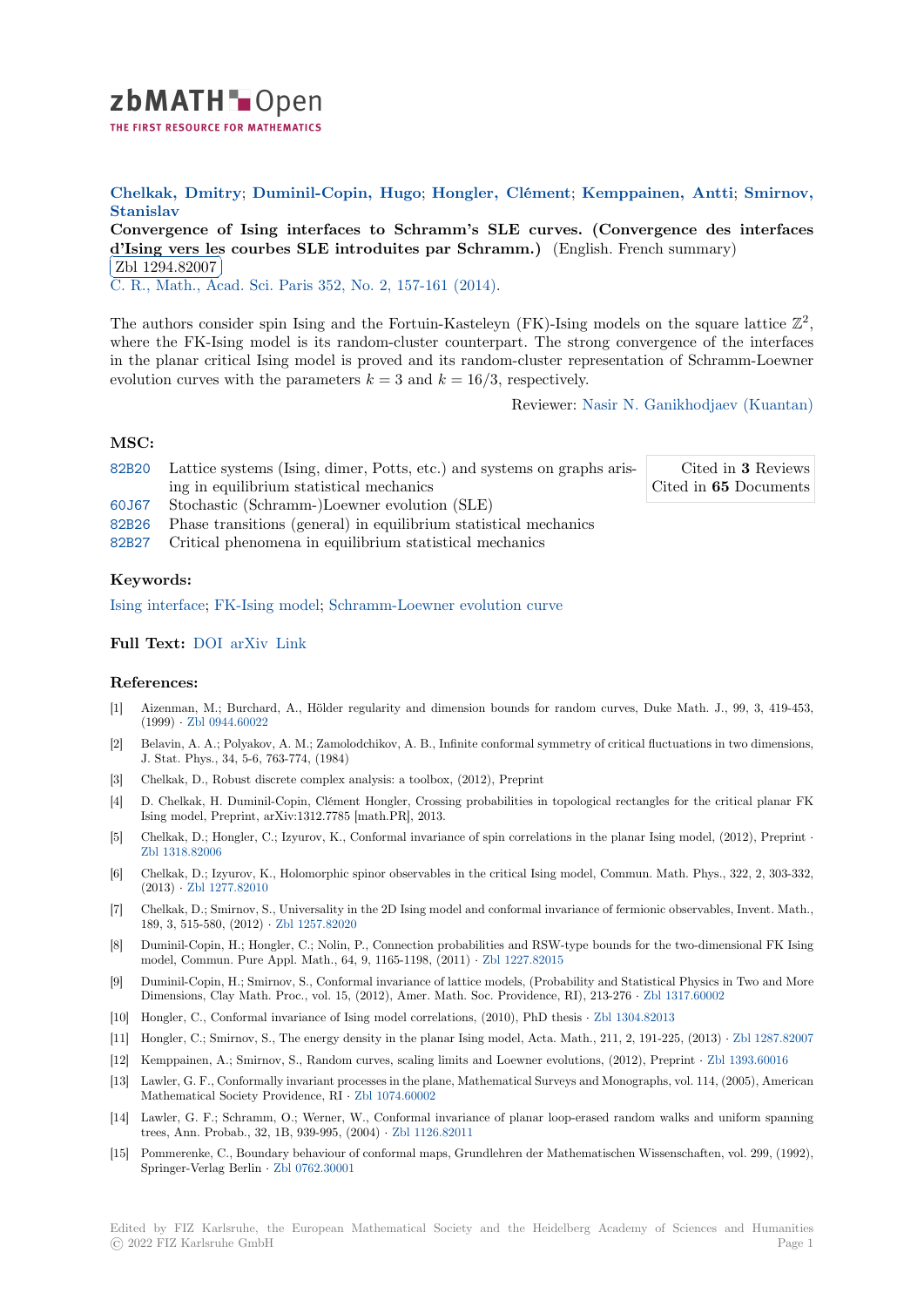# zbMATH Open

THE FIRST RESOURCE FOR MATHEMATICS

**Chelkak, Dmitry; Duminil-Copin, Hugo; Hongler, Clément; Kemppainen, Antti; Smirnov, Stanislav**

**Convergence of Ising interfaces to Schramm's SLE curves. (Convergence des interfaces d'Ising vers les courbes SLE introduites par Schramm.)** (English. French summary)

Zbl 1294.82007

C. R., Math., Acad. Sci. Paris 352, No. 2, 157-161 (2014).

The authors consider spin Ising and the Fortuin-Kasteleyn (FK)-Ising models on the square lattice $\mathbb{Z}^2$, where the FK-Ising model is its random-cluster counterpart. The strong convergence of the interfaces in the planar critical Ising model is proved and its random-cluster representation of Schramm-Loewner evolution curves with the parameters $k = 3$ and $k = 16/3$, respectively.

Reviewer: Nasir N. Ganikhodjaev (Kuantan)

## MSC:

- 82B20 Lattice systems (Ising, dimer, Potts, etc.) and systems on graphs arising in equilibrium statistical mechanics
- 60J67 Stochastic (Schramm-)Loewner evolution (SLE)
- 82B26 Phase transitions (general) in equilibrium statistical mechanics
- 82B27 Critical phenomena in equilibrium statistical mechanics

Cited in **3** Reviews
Cited in **65** Documents

## Keywords:

Ising interface; FK-Ising model; Schramm-Loewner evolution curve

## Full Text:

DOI arXiv Link

## References:

[1] Aizenman, M.; Burchard, A., Hölder regularity and dimension bounds for random curves, Duke Math. J., 99, 3, 419-453, (1999) · Zbl 0944.60022

[2] Belavin, A. A.; Polyakov, A. M.; Zamolodchikov, A. B., Infinite conformal symmetry of critical fluctuations in two dimensions, J. Stat. Phys., 34, 5-6, 763-774, (1984)

[3] Chelkak, D., Robust discrete complex analysis: a toolbox, (2012), Preprint

[4] D. Chelkak, H. Duminil-Copin, Clément Hongler, Crossing probabilities in topological rectangles for the critical planar FK Ising model, Preprint, arXiv:1312.7785 [math.PR], 2013.

[5] Chelkak, D.; Hongler, C.; Izyurov, K., Conformal invariance of spin correlations in the planar Ising model, (2012), Preprint · Zbl 1318.82006

[6] Chelkak, D.; Izyurov, K., Holomorphic spinor observables in the critical Ising model, Commun. Math. Phys., 322, 2, 303-332, (2013) · Zbl 1277.82010

[7] Chelkak, D.; Smirnov, S., Universality in the 2D Ising model and conformal invariance of fermionic observables, Invent. Math., 189, 3, 515-580, (2012) · Zbl 1257.82020

[8] Duminil-Copin, H.; Hongler, C.; Nolin, P., Connection probabilities and RSW-type bounds for the two-dimensional FK Ising model, Commun. Pure Appl. Math., 64, 9, 1165-1198, (2011) · Zbl 1227.82015

[9] Duminil-Copin, H.; Smirnov, S., Conformal invariance of lattice models, (Probability and Statistical Physics in Two and More Dimensions, Clay Math. Proc., vol. 15, (2012), Amer. Math. Soc. Providence, RI), 213-276 · Zbl 1317.60002

[10] Hongler, C., Conformal invariance of Ising model correlations, (2010), PhD thesis · Zbl 1304.82013

[11] Hongler, C.; Smirnov, S., The energy density in the planar Ising model, Acta. Math., 211, 2, 191-225, (2013) · Zbl 1287.82007

[12] Kemppainen, A.; Smirnov, S., Random curves, scaling limits and Loewner evolutions, (2012), Preprint · Zbl 1393.60016

[13] Lawler, G. F., Conformally invariant processes in the plane, Mathematical Surveys and Monographs, vol. 114, (2005), American Mathematical Society Providence, RI · Zbl 1074.60002

[14] Lawler, G. F.; Schramm, O.; Werner, W., Conformal invariance of planar loop-erased random walks and uniform spanning trees, Ann. Probab., 32, 1B, 939-995, (2004) · Zbl 1126.82011

[15] Pommerenke, C., Boundary behaviour of conformal maps, Grundlehren der Mathematischen Wissenschaften, vol. 299, (1992), Springer-Verlag Berlin · Zbl 0762.30001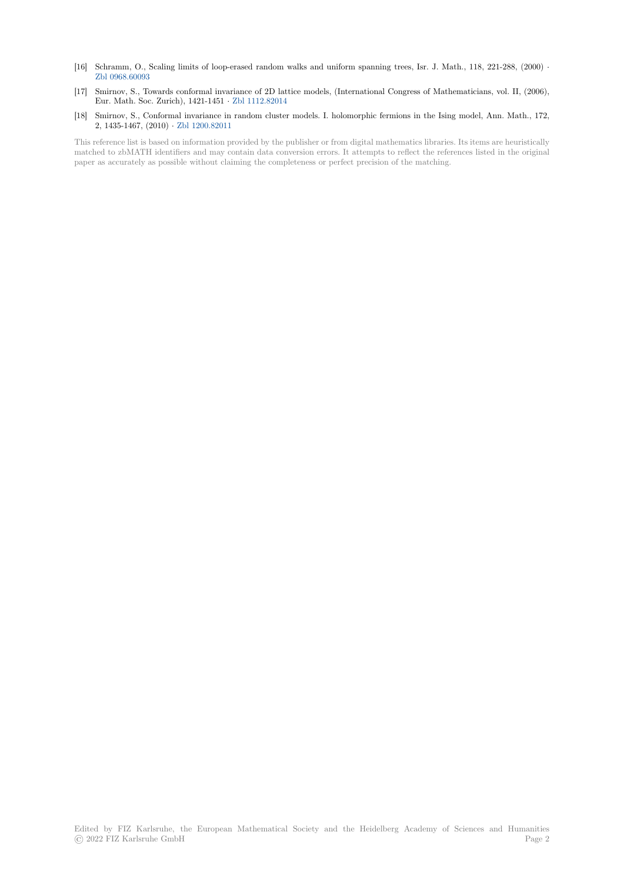[16] Schramm, O., Scaling limits of loop-erased random walks and uniform spanning trees, Isr. J. Math., 118, 221-288, (2000) · Zbl 0968.60093

[17] Smirnov, S., Towards conformal invariance of 2D lattice models, (International Congress of Mathematicians, vol. II, (2006), Eur. Math. Soc. Zurich), 1421-1451 · Zbl 1112.82014

[18] Smirnov, S., Conformal invariance in random cluster models. I. holomorphic fermions in the Ising model, Ann. Math., 172, 2, 1435-1467, (2010) · Zbl 1200.82011

This reference list is based on information provided by the publisher or from digital mathematics libraries. Its items are heuristically matched to zbMATH identifiers and may contain data conversion errors. It attempts to reflect the references listed in the original paper as accurately as possible without claiming the completeness or perfect precision of the matching.

Edited by FIZ Karlsruhe, the European Mathematical Society and the Heidelberg Academy of Sciences and Humanities
© 2022 FIZ Karlsruhe GmbH